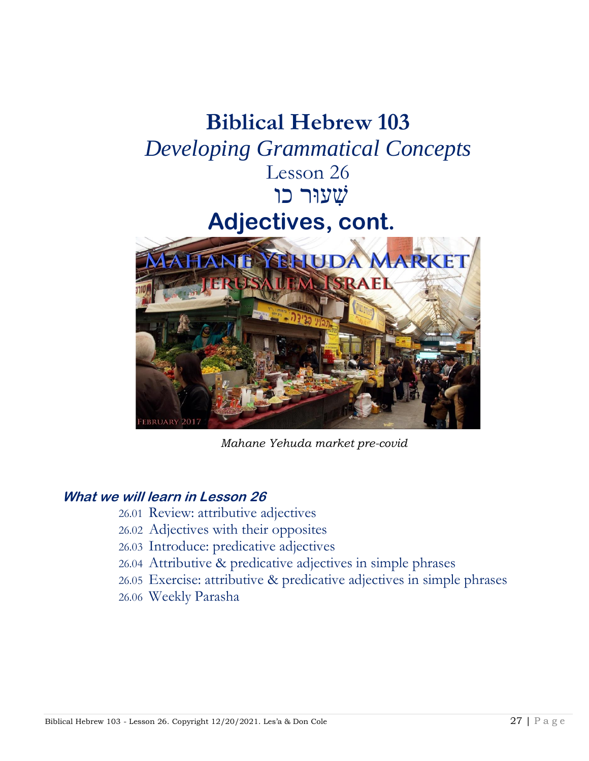# Biblical Hebrew 103

## *Developing Grammatical Concepts*

Lesson 26

שִׁעוּר כו

## Adjectives, cont.

*Mahane Yehuda market pre-covid*

### *What we will learn in Lesson 26*

26.01 Review: attributive adjectives
26.02 Adjectives with their opposites
26.03 Introduce: predicative adjectives
26.04 Attributive & predicative adjectives in simple phrases
26.05 Exercise: attributive & predicative adjectives in simple phrases
26.06 Weekly Parasha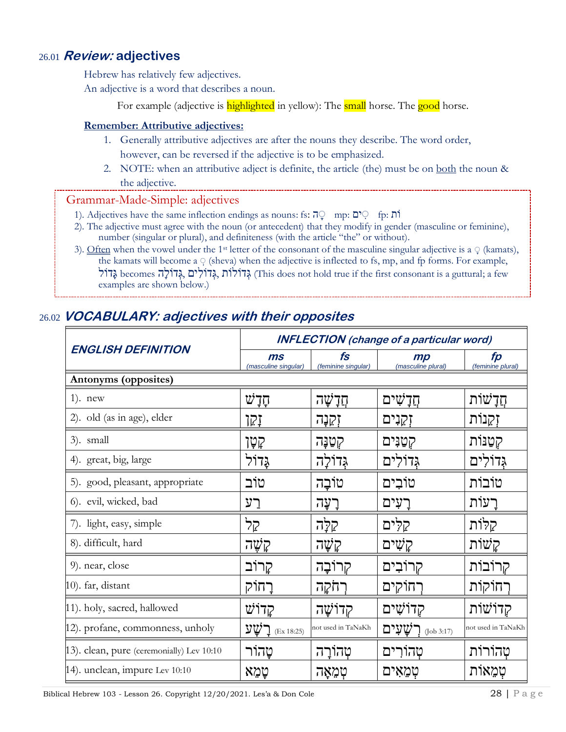## 26.01 *Review:* adjectives

Hebrew has relatively few adjectives.

An adjective is a word that describes a noun.

For example (adjective is highlighted in yellow): The small horse. The good horse.

**Remember: Attributive adjectives:**

1. Generally attributive adjectives are after the nouns they describe. The word order, however, can be reversed if the adjective is to be emphasized.
2. NOTE: when an attributive adject is definite, the article (the) must be on both the noun & the adjective.

### Grammar-Made-Simple: adjectives

1). Adjectives have the same inflection endings as nouns: fs: ָה mp: ִים fp: וֹת

2). The adjective must agree with the noun (or antecedent) that they modify in gender (masculine or feminine), number (singular or plural), and definiteness (with the article "the" or without).

3). Often when the vowel under the 1st letter of the consonant of the masculine singular adjective is a ָ (kamats), the kamats will become a ְ (sheva) when the adjective is inflected to fs, mp, and fp forms. For example, גָּדוֹל becomes גְּדוֹלָה, גְּדוֹלִים, גְּדוֹלוֹת (This does not hold true if the first consonant is a guttural; a few examples are shown below.)

## 26.02 *VOCABULARY: adjectives with their opposites*

| ENGLISH DEFINITION | INFLECTION (change of a particular word) | | | |
|---|---|---|---|---|
| | ms (masculine singular) | fs (feminine singular) | mp (masculine plural) | fp (feminine plural) |
| **Antonyms (opposites)** | | | | |
| 1). new | חָדָשׁ | חֲדָשָׁה | חֲדָשִׁים | חֲדָשׁוֹת |
| 2). old (as in age), elder | זָקֵן | זְקֵנָה | זְקֵנִים | זְקֵנוֹת |
| 3). small | קָטָן | קְטַנָּה | קְטַנִּים | קְטַנּוֹת |
| 4). great, big, large | גָּדוֹל | גְּדוֹלָה | גְּדוֹלִים | גְּדוֹלִים |
| 5). good, pleasant, appropriate | טוֹב | טוֹבָה | טוֹבִים | טוֹבוֹת |
| 6). evil, wicked, bad | רַע | רָעָה | רָעִים | רָעוֹת |
| 7). light, easy, simple | קַל | קַלָּה | קַלִּים | קַלּוֹת |
| 8). difficult, hard | קָשֶׁה | קָשָׁה | קָשִׁים | קָשׁוֹת |
| 9). near, close | קָרוֹב | קְרוֹבָה | קְרוֹבִים | קְרוֹבוֹת |
| 10). far, distant | רָחוֹק | רְחֹקָה | רְחוֹקִים | רְחוֹקוֹת |
| 11). holy, sacred, hallowed | קָדוֹשׁ | קְדוֹשָׁה | קְדוֹשִׁים | קְדוֹשׁוֹת |
| 12). profane, commonness, unholy | רָשָׁע (Ex 18:25) | not used in TaNaKh | רְשָׁעִים (Job 3:17) | not used in TaNaKh |
| 13). clean, pure (ceremonially) Lev 10:10 | טָהוֹר | טְהוֹרָה | טְהוֹרִים | טְהוֹרוֹת |
| 14). unclean, impure Lev 10:10 | טָמֵא | טְמֵאָה | טְמֵאִים | טְמֵאוֹת |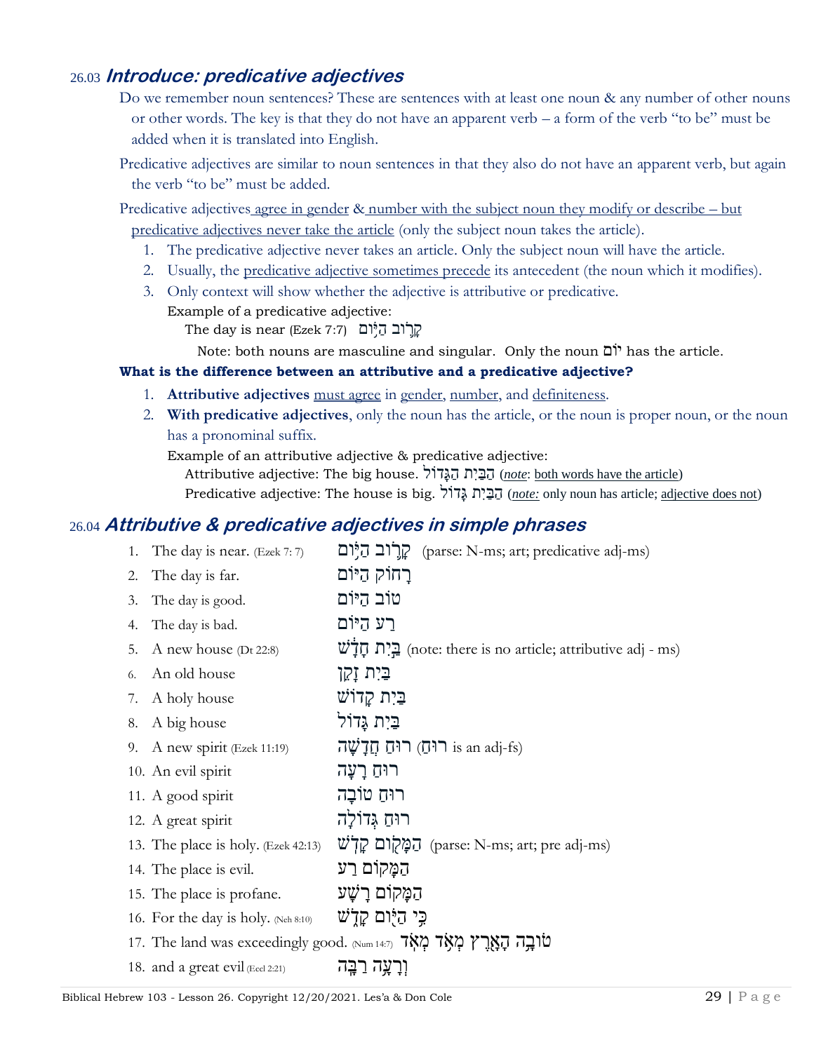## 26.03 *Introduce: predicative adjectives*

Do we remember noun sentences? These are sentences with at least one noun & any number of other nouns or other words. The key is that they do not have an apparent verb – a form of the verb "to be" must be added when it is translated into English.

Predicative adjectives are similar to noun sentences in that they also do not have an apparent verb, but again the verb "to be" must be added.

Predicative adjectives agree in gender & number with the subject noun they modify or describe – but predicative adjectives never take the article (only the subject noun takes the article).

1. The predicative adjective never takes an article. Only the subject noun will have the article.
2. Usually, the predicative adjective sometimes precede its antecedent (the noun which it modifies).
3. Only context will show whether the adjective is attributive or predicative.

   Example of a predicative adjective:

   The day is near (Ezek 7:7) קָרוֹב הַיּוֹם

   Note: both nouns are masculine and singular. Only the noun יוֹם has the article.

**What is the difference between an attributive and a predicative adjective?**

1. **Attributive adjectives** must agree in gender, number, and definiteness.
2. **With predicative adjectives**, only the noun has the article, or the noun is proper noun, or the noun has a pronominal suffix.

   Example of an attributive adjective & predicative adjective:

   Attributive adjective: The big house. הַבַּיִת הַגָּדוֹל (*note*: both words have the article)

   Predicative adjective: The house is big. הַבַּיִת גָּדוֹל (*note:* only noun has article; adjective does not)

## 26.04 *Attributive & predicative adjectives in simple phrases*

1. The day is near. (Ezek 7: 7) קָרוֹב הַיּוֹם (parse: N-ms; art; predicative adj-ms)
2. The day is far. רָחוֹק הַיּוֹם
3. The day is good. טוֹב הַיּוֹם
4. The day is bad. רַע הַיּוֹם
5. A new house (Dt 22:8) בַּיִת חָדָשׁ (note: there is no article; attributive adj - ms)
6. An old house בַּיִת זָקֵן
7. A holy house בַּיִת קָדוֹשׁ
8. A big house בַּיִת גָּדוֹל
9. A new spirit (Ezek 11:19) רוּחַ חֲדָשָׁה (רוּחַ is an adj-fs)
10. An evil spirit רוּחַ רָעָה
11. A good spirit רוּחַ טוֹבָה
12. A great spirit רוּחַ גְּדוֹלָה
13. The place is holy. (Ezek 42:13) הַמָּקוֹם קָדֹשׁ (parse: N-ms; art; pre adj-ms)
14. The place is evil. הַמָּקוֹם רַע
15. The place is profane. הַמָּקוֹם רָשָׁע
16. For the day is holy. (Neh 8:10) כִּי הַיּוֹם קָדֹשׁ
17. The land was exceedingly good. (Num 14:7) טוֹבָה הָאָרֶץ מְאֹד מְאֹד
18. and a great evil (Eccl 2:21) וְרָעָה רַבָּה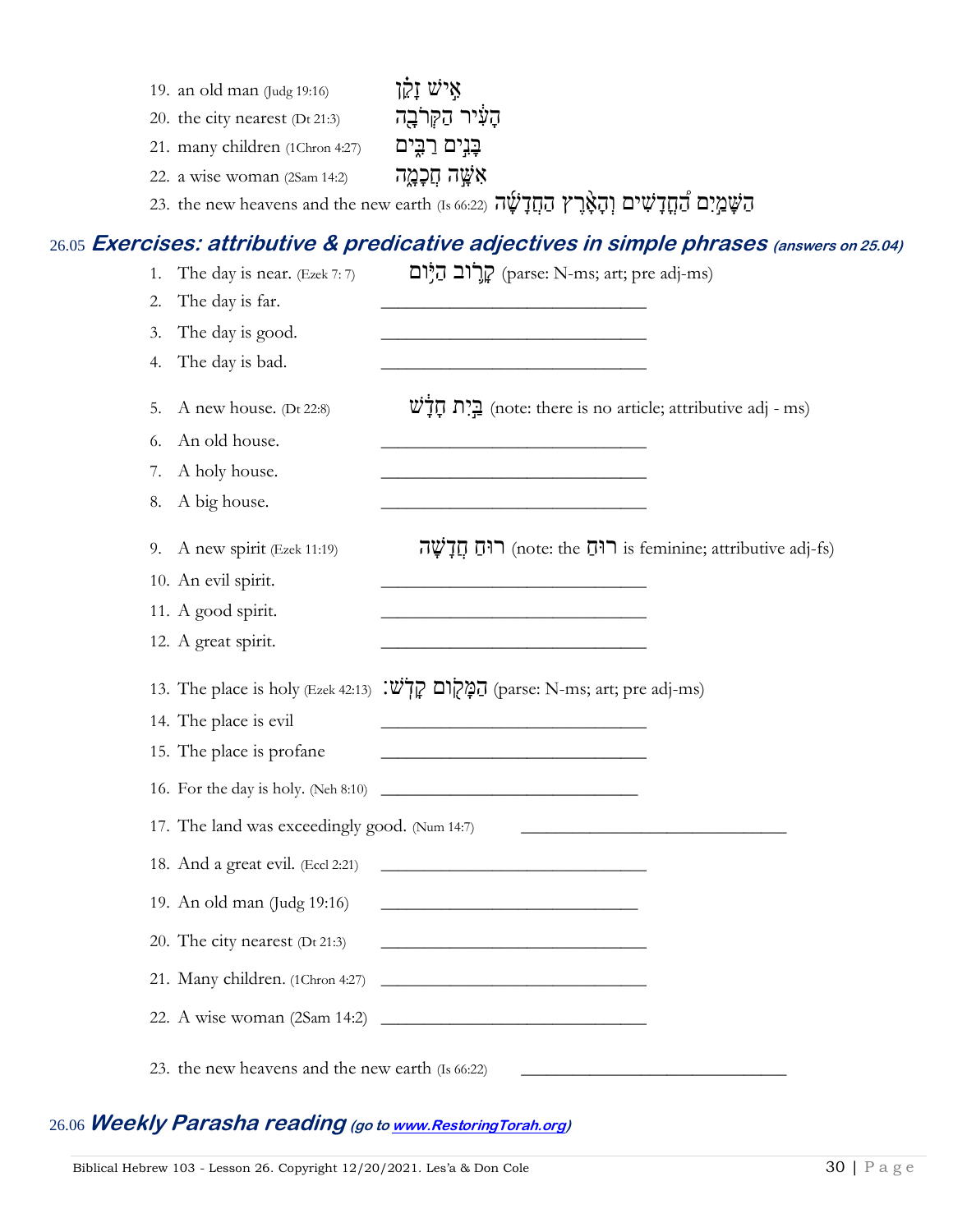19. an old man (Judg 19:16) אִישׁ זָקֵן
20. the city nearest (Dt 21:3) הָעִיר הַקְּרֹבָה
21. many children (1Chron 4:27) בָּנִים רַבִּים
22. a wise woman (2Sam 14:2) אִשָּׁה חֲכָמָה
23. the new heavens and the new earth (Is 66:22) הַשָּׁמַיִם הַחֲדָשִׁים וְהָאָרֶץ הַחֲדָשָׁה

## 26.05 *Exercises: attributive & predicative adjectives in simple phrases* *(answers on 25.04)*

1. The day is near. (Ezek 7: 7) קָרוֹב הַיּוֹם (parse: N-ms; art; pre adj-ms)
2. The day is far. ______________________________
3. The day is good. ______________________________
4. The day is bad. ______________________________
5. A new house. (Dt 22:8) בַּיִת חָדָשׁ (note: there is no article; attributive adj - ms)
6. An old house. ______________________________
7. A holy house. ______________________________
8. A big house. ______________________________
9. A new spirit (Ezek 11:19) רוּחַ חֲדָשָׁה (note: the רוּחַ is feminine; attributive adj-fs)
10. An evil spirit. ______________________________
11. A good spirit. ______________________________
12. A great spirit. ______________________________
13. The place is holy (Ezek 42:13) הַמָּקוֹם קָדֹשׁ׃ (parse: N-ms; art; pre adj-ms)
14. The place is evil ______________________________
15. The place is profane ______________________________
16. For the day is holy. (Neh 8:10) ______________________________
17. The land was exceedingly good. (Num 14:7) ______________________________
18. And a great evil. (Eccl 2:21) ______________________________
19. An old man (Judg 19:16) ______________________________
20. The city nearest (Dt 21:3) ______________________________
21. Many children. (1Chron 4:27) ______________________________
22. A wise woman (2Sam 14:2) ______________________________
23. the new heavens and the new earth (Is 66:22) ______________________________

## 26.06 *Weekly Parasha reading* *(go to www.RestoringTorah.org)*